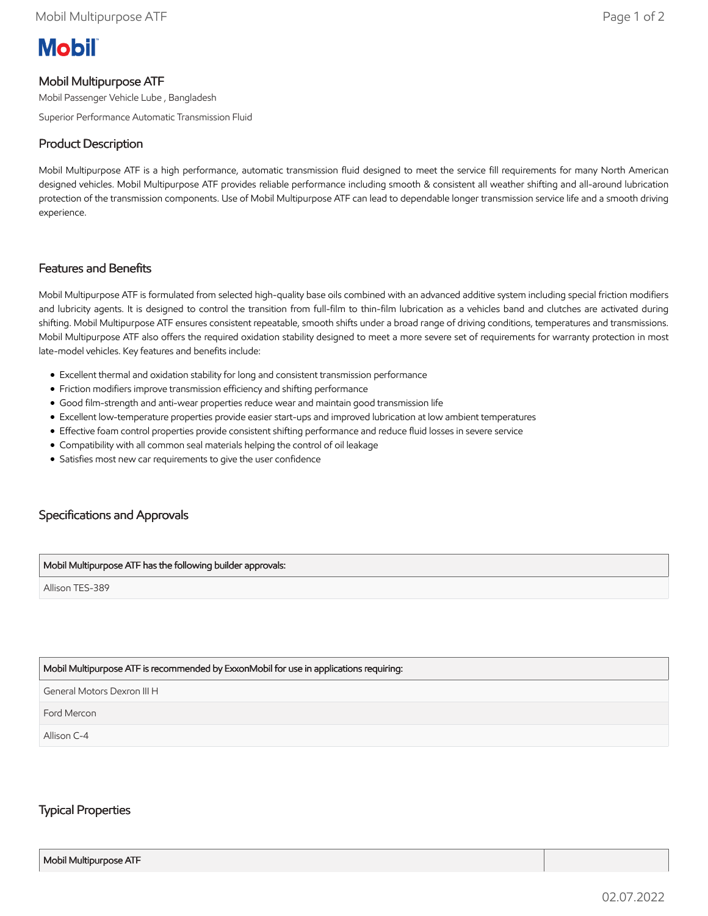Mobil

# Mobil Multipurpose ATF

Mobil Passenger Vehicle Lube , Bangladesh

Superior Performance Automatic Transmission Fluid

## Product Description

Mobil Multipurpose ATF is a high performance, automatic transmission fluid designed to meet the service fill requirements for many North American designed vehicles. Mobil Multipurpose ATF provides reliable performance including smooth & consistent all weather shifting and all-around lubrication protection of the transmission components. Use of Mobil Multipurpose ATF can lead to dependable longer transmission service life and a smooth driving experience.

## Features and Benefits

Mobil Multipurpose ATF is formulated from selected high-quality base oils combined with an advanced additive system including special friction modifiers and lubricity agents. It is designed to control the transition from full-film to thin-film lubrication as a vehicles band and clutches are activated during shifting. Mobil Multipurpose ATF ensures consistent repeatable, smooth shifts under a broad range of driving conditions, temperatures and transmissions. Mobil Multipurpose ATF also offers the required oxidation stability designed to meet a more severe set of requirements for warranty protection in most late-model vehicles. Key features and benefits include:

- Excellent thermal and oxidation stability for long and consistent transmission performance
- Friction modifiers improve transmission efficiency and shifting performance
- Good film-strength and anti-wear properties reduce wear and maintain good transmission life
- Excellent low-temperature properties provide easier start-ups and improved lubrication at low ambient temperatures
- Effective foam control properties provide consistent shifting performance and reduce fluid losses in severe service
- Compatibility with all common seal materials helping the control of oil leakage
- Satisfies most new car requirements to give the user confidence

## Specifications and Approvals

| Mobil Multipurpose ATF has the following builder approvals: |
| --- |
| Allison TES-389 |

| Mobil Multipurpose ATF is recommended by ExxonMobil for use in applications requiring: |
| --- |
| General Motors Dexron III H |
| Ford Mercon |
| Allison C-4 |

## Typical Properties

| Mobil Multipurpose ATF | |
| --- | --- |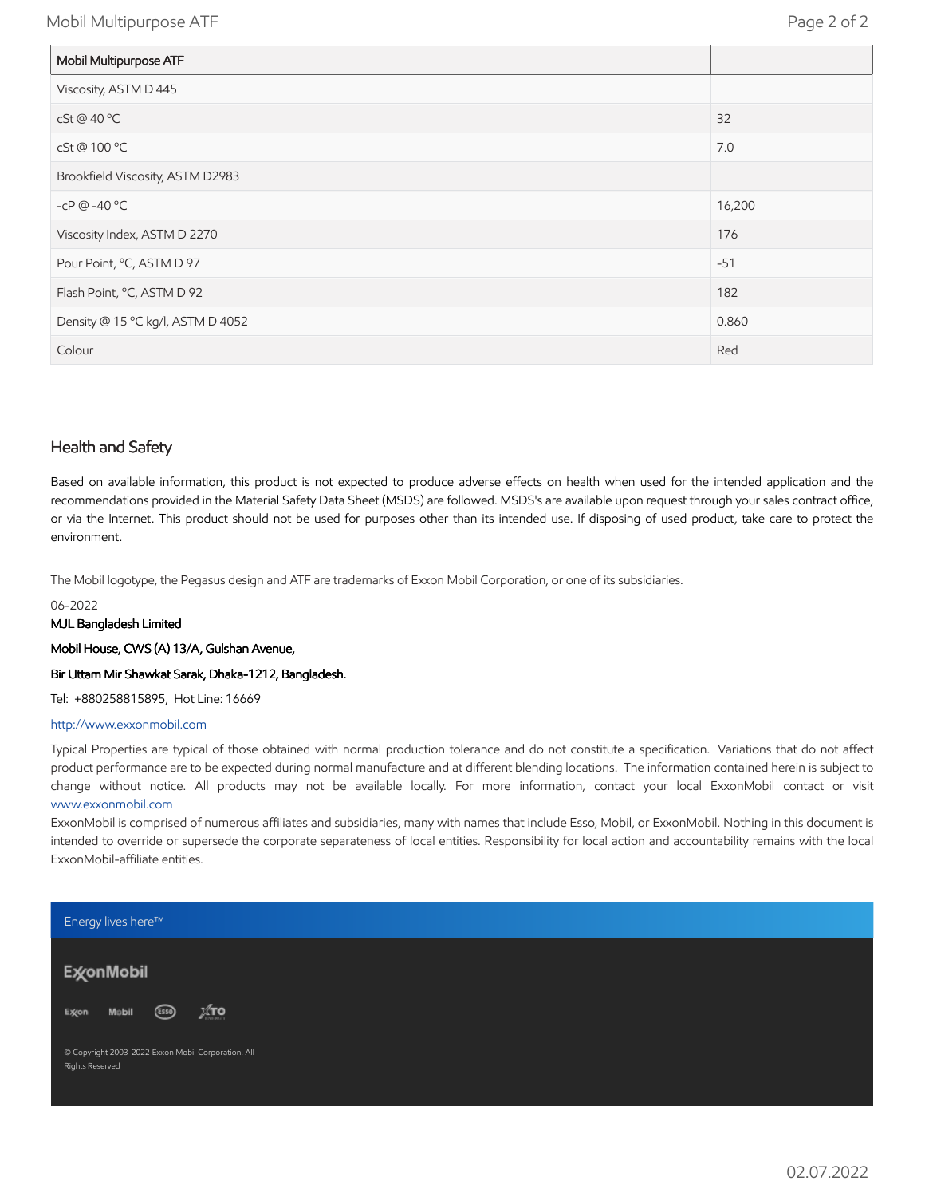| Mobil Multipurpose ATF | |
|---|---|
| Viscosity, ASTM D 445 | |
| cSt @ 40 °C | 32 |
| cSt @ 100 °C | 7.0 |
| Brookfield Viscosity, ASTM D2983 | |
| -cP @ -40 °C | 16,200 |
| Viscosity Index, ASTM D 2270 | 176 |
| Pour Point, °C, ASTM D 97 | -51 |
| Flash Point, °C, ASTM D 92 | 182 |
| Density @ 15 °C kg/l, ASTM D 4052 | 0.860 |
| Colour | Red |

## Health and Safety

Based on available information, this product is not expected to produce adverse effects on health when used for the intended application and the recommendations provided in the Material Safety Data Sheet (MSDS) are followed. MSDS's are available upon request through your sales contract office, or via the Internet. This product should not be used for purposes other than its intended use. If disposing of used product, take care to protect the environment.

The Mobil logotype, the Pegasus design and ATF are trademarks of Exxon Mobil Corporation, or one of its subsidiaries.

06-2022

**MJL Bangladesh Limited**

**Mobil House, CWS (A) 13/A, Gulshan Avenue,**

**Bir Uttam Mir Shawkat Sarak, Dhaka-1212, Bangladesh.**

Tel: +880258815895, Hot Line: 16669

http://www.exxonmobil.com

Typical Properties are typical of those obtained with normal production tolerance and do not constitute a specification. Variations that do not affect product performance are to be expected during normal manufacture and at different blending locations. The information contained herein is subject to change without notice. All products may not be available locally. For more information, contact your local ExxonMobil contact or visit www.exxonmobil.com

ExxonMobil is comprised of numerous affiliates and subsidiaries, many with names that include Esso, Mobil, or ExxonMobil. Nothing in this document is intended to override or supersede the corporate separateness of local entities. Responsibility for local action and accountability remains with the local ExxonMobil-affiliate entities.

Energy lives here™

ExxonMobil

Exxon Mobil Esso XTO

© Copyright 2003-2022 Exxon Mobil Corporation. All Rights Reserved